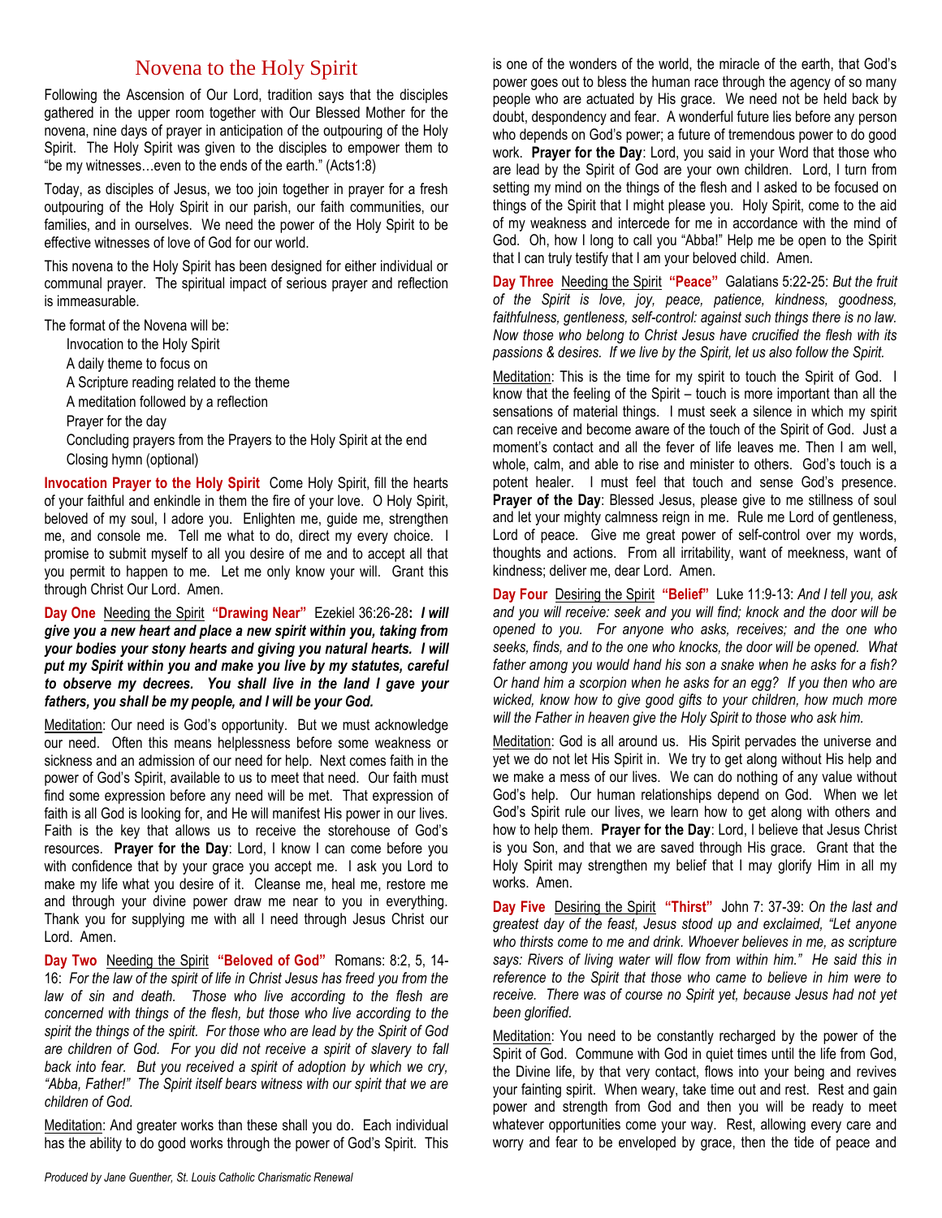# Novena to the Holy Spirit

Following the Ascension of Our Lord, tradition says that the disciples gathered in the upper room together with Our Blessed Mother for the novena, nine days of prayer in anticipation of the outpouring of the Holy Spirit. The Holy Spirit was given to the disciples to empower them to "be my witnesses…even to the ends of the earth." (Acts1:8)

Today, as disciples of Jesus, we too join together in prayer for a fresh outpouring of the Holy Spirit in our parish, our faith communities, our families, and in ourselves. We need the power of the Holy Spirit to be effective witnesses of love of God for our world.

This novena to the Holy Spirit has been designed for either individual or communal prayer. The spiritual impact of serious prayer and reflection is immeasurable.

The format of the Novena will be:

- Invocation to the Holy Spirit
- A daily theme to focus on
- A Scripture reading related to the theme
- A meditation followed by a reflection
- Prayer for the day
- Concluding prayers from the Prayers to the Holy Spirit at the end
- Closing hymn (optional)

**Invocation Prayer to the Holy Spirit** Come Holy Spirit, fill the hearts of your faithful and enkindle in them the fire of your love. O Holy Spirit, beloved of my soul, I adore you. Enlighten me, guide me, strengthen me, and console me. Tell me what to do, direct my every choice. I promise to submit myself to all you desire of me and to accept all that you permit to happen to me. Let me only know your will. Grant this through Christ Our Lord. Amen.

**Day One** Needing the Spirit **"Drawing Near"** Ezekiel 36:26-28**:** ***I will give you a new heart and place a new spirit within you, taking from your bodies your stony hearts and giving you natural hearts. I will put my Spirit within you and make you live by my statutes, careful to observe my decrees. You shall live in the land I gave your fathers, you shall be my people, and I will be your God.***

Meditation: Our need is God's opportunity. But we must acknowledge our need. Often this means helplessness before some weakness or sickness and an admission of our need for help. Next comes faith in the power of God's Spirit, available to us to meet that need. Our faith must find some expression before any need will be met. That expression of faith is all God is looking for, and He will manifest His power in our lives. Faith is the key that allows us to receive the storehouse of God's resources. **Prayer for the Day**: Lord, I know I can come before you with confidence that by your grace you accept me. I ask you Lord to make my life what you desire of it. Cleanse me, heal me, restore me and through your divine power draw me near to you in everything. Thank you for supplying me with all I need through Jesus Christ our Lord. Amen.

**Day Two** Needing the Spirit **"Beloved of God"** Romans: 8:2, 5, 14-16: *For the law of the spirit of life in Christ Jesus has freed you from the law of sin and death. Those who live according to the flesh are concerned with things of the flesh, but those who live according to the spirit the things of the spirit. For those who are lead by the Spirit of God are children of God. For you did not receive a spirit of slavery to fall back into fear. But you received a spirit of adoption by which we cry, "Abba, Father!" The Spirit itself bears witness with our spirit that we are children of God.*

Meditation: And greater works than these shall you do. Each individual has the ability to do good works through the power of God's Spirit. This is one of the wonders of the world, the miracle of the earth, that God's power goes out to bless the human race through the agency of so many people who are actuated by His grace. We need not be held back by doubt, despondency and fear. A wonderful future lies before any person who depends on God's power; a future of tremendous power to do good work. **Prayer for the Day**: Lord, you said in your Word that those who are lead by the Spirit of God are your own children. Lord, I turn from setting my mind on the things of the flesh and I asked to be focused on things of the Spirit that I might please you. Holy Spirit, come to the aid of my weakness and intercede for me in accordance with the mind of God. Oh, how I long to call you "Abba!" Help me be open to the Spirit that I can truly testify that I am your beloved child. Amen.

**Day Three** Needing the Spirit **"Peace"** Galatians 5:22-25: *But the fruit of the Spirit is love, joy, peace, patience, kindness, goodness, faithfulness, gentleness, self-control: against such things there is no law. Now those who belong to Christ Jesus have crucified the flesh with its passions & desires. If we live by the Spirit, let us also follow the Spirit.*

Meditation: This is the time for my spirit to touch the Spirit of God. I know that the feeling of the Spirit – touch is more important than all the sensations of material things. I must seek a silence in which my spirit can receive and become aware of the touch of the Spirit of God. Just a moment's contact and all the fever of life leaves me. Then I am well, whole, calm, and able to rise and minister to others. God's touch is a potent healer. I must feel that touch and sense God's presence. **Prayer of the Day**: Blessed Jesus, please give to me stillness of soul and let your mighty calmness reign in me. Rule me Lord of gentleness, Lord of peace. Give me great power of self-control over my words, thoughts and actions. From all irritability, want of meekness, want of kindness; deliver me, dear Lord. Amen.

**Day Four** Desiring the Spirit **"Belief"** Luke 11:9-13: *And I tell you, ask and you will receive: seek and you will find; knock and the door will be opened to you. For anyone who asks, receives; and the one who seeks, finds, and to the one who knocks, the door will be opened. What father among you would hand his son a snake when he asks for a fish? Or hand him a scorpion when he asks for an egg? If you then who are wicked, know how to give good gifts to your children, how much more will the Father in heaven give the Holy Spirit to those who ask him.*

Meditation: God is all around us. His Spirit pervades the universe and yet we do not let His Spirit in. We try to get along without His help and we make a mess of our lives. We can do nothing of any value without God's help. Our human relationships depend on God. When we let God's Spirit rule our lives, we learn how to get along with others and how to help them. **Prayer for the Day**: Lord, I believe that Jesus Christ is you Son, and that we are saved through His grace. Grant that the Holy Spirit may strengthen my belief that I may glorify Him in all my works. Amen.

**Day Five** Desiring the Spirit **"Thirst"** John 7: 37-39: *On the last and greatest day of the feast, Jesus stood up and exclaimed, "Let anyone who thirsts come to me and drink. Whoever believes in me, as scripture says: Rivers of living water will flow from within him." He said this in reference to the Spirit that those who came to believe in him were to receive. There was of course no Spirit yet, because Jesus had not yet been glorified.*

Meditation: You need to be constantly recharged by the power of the Spirit of God. Commune with God in quiet times until the life from God, the Divine life, by that very contact, flows into your being and revives your fainting spirit. When weary, take time out and rest. Rest and gain power and strength from God and then you will be ready to meet whatever opportunities come your way. Rest, allowing every care and worry and fear to be enveloped by grace, then the tide of peace and

*Produced by Jane Guenther, St. Louis Catholic Charismatic Renewal*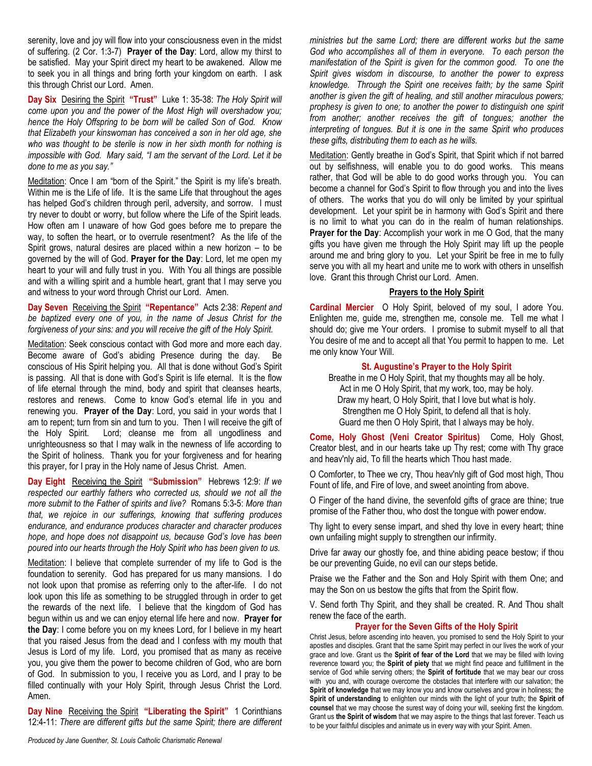serenity, love and joy will flow into your consciousness even in the midst of suffering. (2 Cor. 1:3-7) **Prayer of the Day**: Lord, allow my thirst to be satisfied. May your Spirit direct my heart to be awakened. Allow me to seek you in all things and bring forth your kingdom on earth. I ask this through Christ our Lord. Amen.

**Day Six** Desiring the Spirit **"Trust"** Luke 1: 35-38: *The Holy Spirit will come upon you and the power of the Most High will overshadow you; hence the Holy Offspring to be born will be called Son of God. Know that Elizabeth your kinswoman has conceived a son in her old age, she who was thought to be sterile is now in her sixth month for nothing is impossible with God. Mary said, "I am the servant of the Lord. Let it be done to me as you say."*

Meditation: Once I am "born of the Spirit." the Spirit is my life's breath. Within me is the Life of life. It is the same Life that throughout the ages has helped God's children through peril, adversity, and sorrow. I must try never to doubt or worry, but follow where the Life of the Spirit leads. How often am I unaware of how God goes before me to prepare the way, to soften the heart, or to overrule resentment? As the life of the Spirit grows, natural desires are placed within a new horizon – to be governed by the will of God. **Prayer for the Day**: Lord, let me open my heart to your will and fully trust in you. With You all things are possible and with a willing spirit and a humble heart, grant that I may serve you and witness to your word through Christ our Lord. Amen.

**Day Seven** Receiving the Spirit **"Repentance"** Acts 2:38: *Repent and be baptized every one of you, in the name of Jesus Christ for the forgiveness of your sins: and you will receive the gift of the Holy Spirit.*

Meditation: Seek conscious contact with God more and more each day. Become aware of God's abiding Presence during the day. Be conscious of His Spirit helping you. All that is done without God's Spirit is passing. All that is done with God's Spirit is life eternal. It is the flow of life eternal through the mind, body and spirit that cleanses hearts, restores and renews. Come to know God's eternal life in you and renewing you. **Prayer of the Day**: Lord, you said in your words that I am to repent; turn from sin and turn to you. Then I will receive the gift of the Holy Spirit. Lord; cleanse me from all ungodliness and unrighteousness so that I may walk in the newness of life according to the Spirit of holiness. Thank you for your forgiveness and for hearing this prayer, for I pray in the Holy name of Jesus Christ. Amen.

**Day Eight** Receiving the Spirit **"Submission"** Hebrews 12:9: *If we respected our earthly fathers who corrected us, should we not all the more submit to the Father of spirits and live?* Romans 5:3-5: *More than that, we rejoice in our sufferings, knowing that suffering produces endurance, and endurance produces character and character produces hope, and hope does not disappoint us, because God's love has been poured into our hearts through the Holy Spirit who has been given to us.*

Meditation: I believe that complete surrender of my life to God is the foundation to serenity. God has prepared for us many mansions. I do not look upon that promise as referring only to the after-life. I do not look upon this life as something to be struggled through in order to get the rewards of the next life. I believe that the kingdom of God has begun within us and we can enjoy eternal life here and now. **Prayer for the Day**: I come before you on my knees Lord, for I believe in my heart that you raised Jesus from the dead and I confess with my mouth that Jesus is Lord of my life. Lord, you promised that as many as receive you, you give them the power to become children of God, who are born of God. In submission to you, I receive you as Lord, and I pray to be filled continually with your Holy Spirit, through Jesus Christ the Lord. Amen.

**Day Nine** Receiving the Spirit **"Liberating the Spirit"** 1 Corinthians 12:4-11: *There are different gifts but the same Spirit; there are different ministries but the same Lord; there are different works but the same God who accomplishes all of them in everyone. To each person the manifestation of the Spirit is given for the common good. To one the Spirit gives wisdom in discourse, to another the power to express knowledge. Through the Spirit one receives faith; by the same Spirit another is given the gift of healing, and still another miraculous powers; prophesy is given to one; to another the power to distinguish one spirit from another; another receives the gift of tongues; another the interpreting of tongues. But it is one in the same Spirit who produces these gifts, distributing them to each as he wills.*

Meditation: Gently breathe in God's Spirit, that Spirit which if not barred out by selfishness, will enable you to do good works. This means rather, that God will be able to do good works through you. You can become a channel for God's Spirit to flow through you and into the lives of others. The works that you do will only be limited by your spiritual development. Let your spirit be in harmony with God's Spirit and there is no limit to what you can do in the realm of human relationships. **Prayer for the Day**: Accomplish your work in me O God, that the many gifts you have given me through the Holy Spirit may lift up the people around me and bring glory to you. Let your Spirit be free in me to fully serve you with all my heart and unite me to work with others in unselfish love. Grant this through Christ our Lord. Amen.

## Prayers to the Holy Spirit

**Cardinal Mercier** O Holy Spirit, beloved of my soul, I adore You. Enlighten me, guide me, strengthen me, console me. Tell me what I should do; give me Your orders. I promise to submit myself to all that You desire of me and to accept all that You permit to happen to me. Let me only know Your Will.

### St. Augustine's Prayer to the Holy Spirit

Breathe in me O Holy Spirit, that my thoughts may all be holy.
Act in me O Holy Spirit, that my work, too, may be holy.
Draw my heart, O Holy Spirit, that I love but what is holy.
Strengthen me O Holy Spirit, to defend all that is holy.
Guard me then O Holy Spirit, that I always may be holy.

**Come, Holy Ghost (Veni Creator Spiritus)** Come, Holy Ghost, Creator blest, and in our hearts take up Thy rest; come with Thy grace and heav'nly aid, To fill the hearts which Thou hast made.

O Comforter, to Thee we cry, Thou heav'nly gift of God most high, Thou Fount of life, and Fire of love, and sweet anointing from above.

O Finger of the hand divine, the sevenfold gifts of grace are thine; true promise of the Father thou, who dost the tongue with power endow.

Thy light to every sense impart, and shed thy love in every heart; thine own unfailing might supply to strengthen our infirmity.

Drive far away our ghostly foe, and thine abiding peace bestow; if thou be our preventing Guide, no evil can our steps betide.

Praise we the Father and the Son and Holy Spirit with them One; and may the Son on us bestow the gifts that from the Spirit flow.

V. Send forth Thy Spirit, and they shall be created. R. And Thou shalt renew the face of the earth.

### Prayer for the Seven Gifts of the Holy Spirit

Christ Jesus, before ascending into heaven, you promised to send the Holy Spirit to your apostles and disciples. Grant that the same Spirit may perfect in our lives the work of your grace and love. Grant us the **Spirit of fear of the Lord** that we may be filled with loving reverence toward you; the **Spirit of piety** that we might find peace and fulfillment in the service of God while serving others; the **Spirit of fortitude** that we may bear our cross with you and, with courage overcome the obstacles that interfere with our salvation; the **Spirit of knowledge** that we may know you and know ourselves and grow in holiness; the **Spirit of understanding** to enlighten our minds with the light of your truth; the **Spirit of counsel** that we may choose the surest way of doing your will, seeking first the kingdom. Grant us **the Spirit of wisdom** that we may aspire to the things that last forever. Teach us to be your faithful disciples and animate us in every way with your Spirit. Amen.

*Produced by Jane Guenther, St. Louis Catholic Charismatic Renewal*